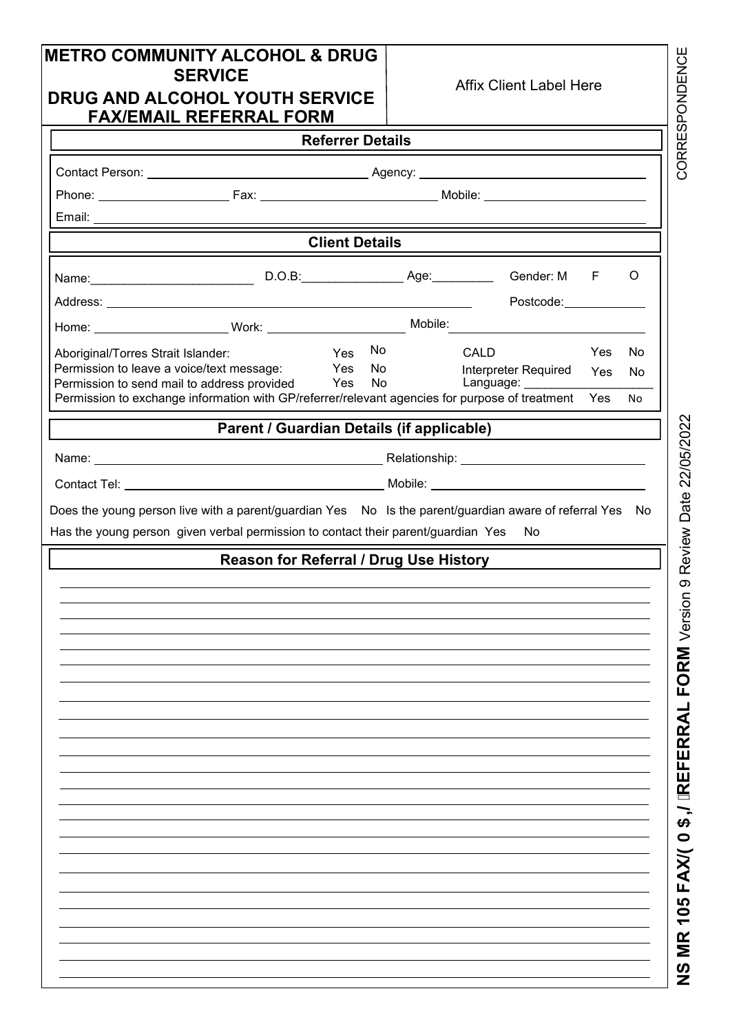# METRO COMMUNITY ALCOHOL & DRUG SERVICE

# DRUG AND ALCOHOL YOUTH SERVICE FAX/EMAIL REFERRAL FORM

Affix Client Label Here

## Referrer Details

Contact Person: ______________________________ Agency: ______________________________

Phone: __________________ Fax: ______________________ Mobile: ______________________

Email: ____________________________________________________________________________

## Client Details

Name: ______________________ D.O.B: ______________ Age: _________ Gender: M F O

Address: __________________________________________________ Postcode: ____________

Home: __________________ Work: ____________________ Mobile: ______________________

Aboriginal/Torres Strait Islander: Yes No

Permission to leave a voice/text message: Yes No

Permission to send mail to address provided Yes No

CALD Yes No

Interpreter Required Yes No

Language: ____________________

Permission to exchange information with GP/referrer/relevant agencies for purpose of treatment Yes No

## Parent / Guardian Details (if applicable)

Name: ________________________________________ Relationship: ________________________

Contact Tel: ___________________________________ Mobile: ______________________________

Does the young person live with a parent/guardian Yes No Is the parent/guardian aware of referral Yes No

Has the young person given verbal permission to contact their parent/guardian Yes No

## Reason for Referral / Drug Use History

CORRESPONDENCE

**NS MR 105 FAX/( 0 $,/ REFERRAL FORM** Version 9 Review Date 22/05/2022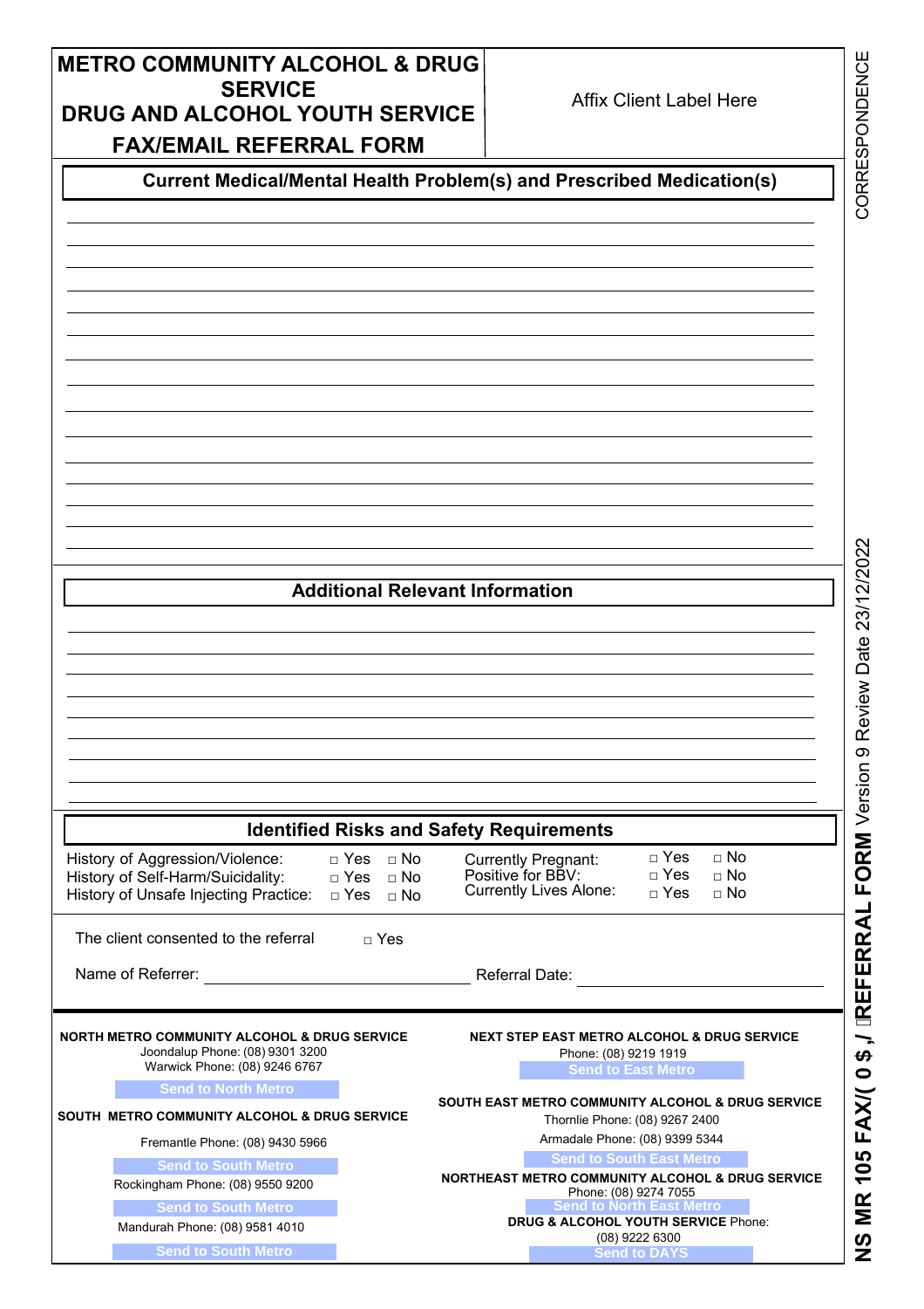# METRO COMMUNITY ALCOHOL & DRUG SERVICE
# DRUG AND ALCOHOL YOUTH SERVICE
# FAX/EMAIL REFERRAL FORM

Affix Client Label Here

## Current Medical/Mental Health Problem(s) and Prescribed Medication(s)

## Additional Relevant Information

## Identified Risks and Safety Requirements

| | | | | | |
|---|---|---|---|---|---|
| History of Aggression/Violence: | □ Yes | □ No | Currently Pregnant: | □ Yes | □ No |
| History of Self-Harm/Suicidality: | □ Yes | □ No | Positive for BBV: | □ Yes | □ No |
| History of Unsafe Injecting Practice: | □ Yes | □ No | Currently Lives Alone: | □ Yes | □ No |

The client consented to the referral □ Yes

Name of Referrer: ____________________ Referral Date: ____________________

**NORTH METRO COMMUNITY ALCOHOL & DRUG SERVICE**
Joondalup Phone: (08) 9301 3200
Warwick Phone: (08) 9246 6767
Send to North Metro

**SOUTH METRO COMMUNITY ALCOHOL & DRUG SERVICE**
Fremantle Phone: (08) 9430 5966
Send to South Metro
Rockingham Phone: (08) 9550 9200
Send to South Metro
Mandurah Phone: (08) 9581 4010
Send to South Metro

**NEXT STEP EAST METRO ALCOHOL & DRUG SERVICE**
Phone: (08) 9219 1919
Send to East Metro

**SOUTH EAST METRO COMMUNITY ALCOHOL & DRUG SERVICE**
Thornlie Phone: (08) 9267 2400
Armadale Phone: (08) 9399 5344
Send to South East Metro

**NORTHEAST METRO COMMUNITY ALCOHOL & DRUG SERVICE**
Phone: (08) 9274 7055
Send to North East Metro

**DRUG & ALCOHOL YOUTH SERVICE** Phone: (08) 9222 6300
Send to DAYS

CORRESPONDENCE

**NS MR 105 FAX/EMAIL REFERRAL FORM** Version 9 Review Date 23/12/2022